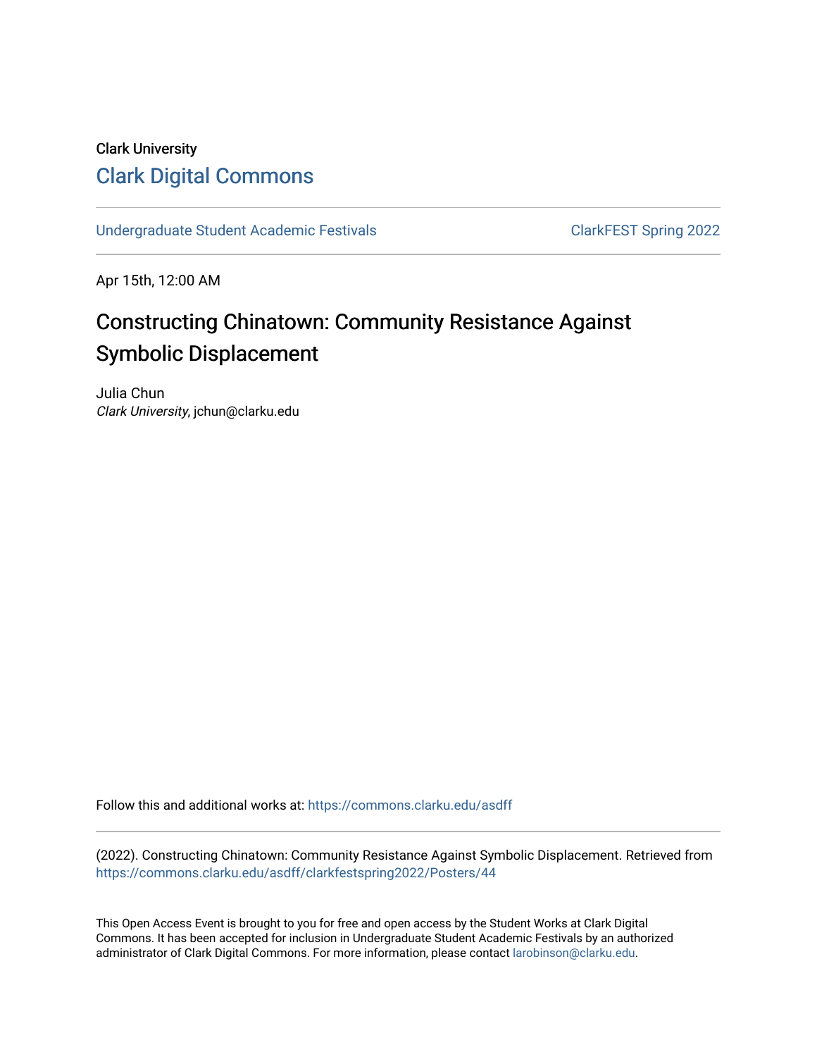Clark University

# Clark Digital Commons

Undergraduate Student Academic Festivals — ClarkFEST Spring 2022

Apr 15th, 12:00 AM

## Constructing Chinatown: Community Resistance Against Symbolic Displacement

Julia Chun
*Clark University*, jchun@clarku.edu

Follow this and additional works at: https://commons.clarku.edu/asdff

(2022). Constructing Chinatown: Community Resistance Against Symbolic Displacement. Retrieved from https://commons.clarku.edu/asdff/clarkfestspring2022/Posters/44

This Open Access Event is brought to you for free and open access by the Student Works at Clark Digital Commons. It has been accepted for inclusion in Undergraduate Student Academic Festivals by an authorized administrator of Clark Digital Commons. For more information, please contact larobinson@clarku.edu.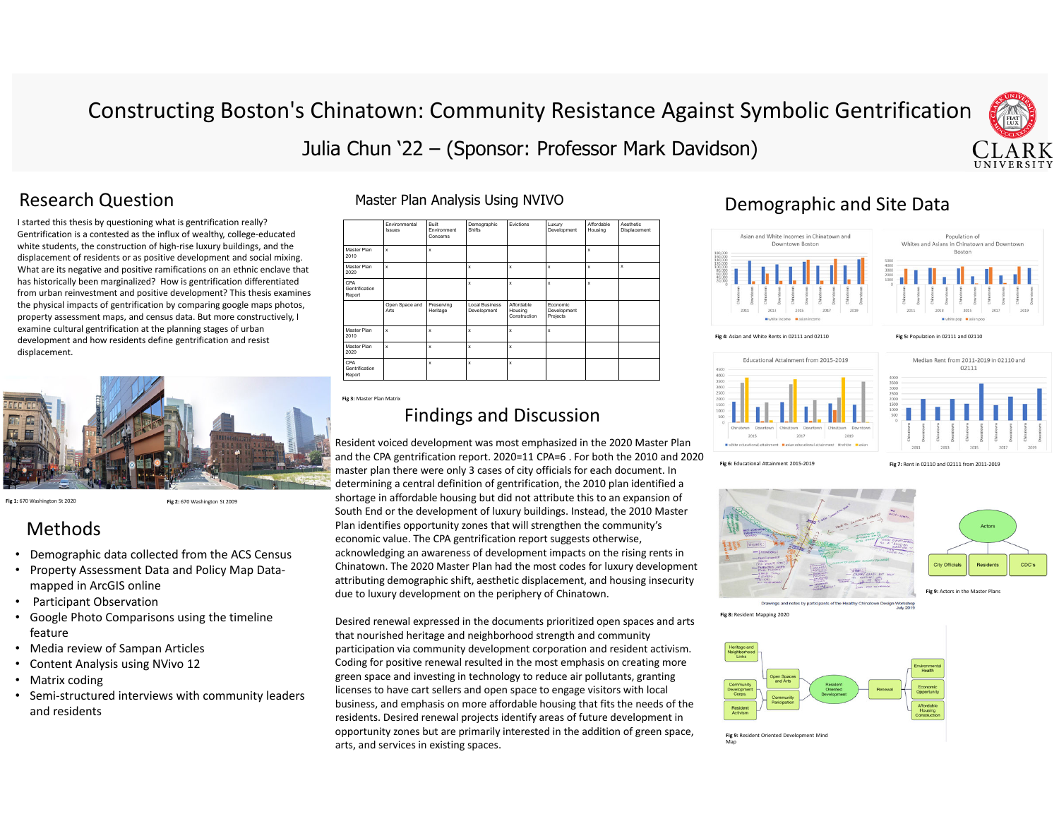# Constructing Boston's Chinatown: Community Resistance Against Symbolic Gentrification

### Julia Chun '22 – (Sponsor: Professor Mark Davidson)

CLARK UNIVERSITY

## Research Question

I started this thesis by questioning what is gentrification really? Gentrification is a contested as the influx of wealthy, college-educated white students, the construction of high-rise luxury buildings, and the displacement of residents or as positive development and social mixing. What are its negative and positive ramifications on an ethnic enclave that has historically been marginalized? How is gentrification differentiated from urban reinvestment and positive development? This thesis examines the physical impacts of gentrification by comparing google maps photos, property assessment maps, and census data. But more constructively, I examine cultural gentrification at the planning stages of urban development and how residents define gentrification and resist displacement.

**Fig 1:** 670 Washington St 2020

**Fig 2:** 670 Washington St 2009

## Methods

- Demographic data collected from the ACS Census
- Property Assessment Data and Policy Map Data- mapped in ArcGIS online
- Participant Observation
- Google Photo Comparisons using the timeline feature
- Media review of Sampan Articles
- Content Analysis using NVivo 12
- Matrix coding
- Semi-structured interviews with community leaders and residents

## Master Plan Analysis Using NVIVO

| | Environmental Issues | Built Environment Concerns | Demographic Shifts | Evictions | Luxury Development | Affordable Housing | Aesthetic Displacement |
|---|---|---|---|---|---|---|---|
| Master Plan 2010 | x | x | | | | x | |
| Master Plan 2020 | x | | x | x | x | x | x |
| CPA Gentrification Report | | | x | x | x | x | |
| | Open Space and Arts | Preserving Heritage | Local Business Development | Affordable Housing Construction | Economic Development Projects | | |
| Master Plan 2010 | x | x | x | x | x | | |
| Master Plan 2020 | x | x | x | x | | | |
| CPA Gentrification Report | | x | x | x | | | |

**Fig 3:** Master Plan Matrix

## Findings and Discussion

Resident voiced development was most emphasized in the 2020 Master Plan and the CPA gentrification report. 2020=11 CPA=6 . For both the 2010 and 2020 master plan there were only 3 cases of city officials for each document. In determining a central definition of gentrification, the 2010 plan identified a shortage in affordable housing but did not attribute this to an expansion of South End or the development of luxury buildings. Instead, the 2010 Master Plan identifies opportunity zones that will strengthen the community's economic value. The CPA gentrification report suggests otherwise, acknowledging an awareness of development impacts on the rising rents in Chinatown. The 2020 Master Plan had the most codes for luxury development attributing demographic shift, aesthetic displacement, and housing insecurity due to luxury development on the periphery of Chinatown.

Desired renewal expressed in the documents prioritized open spaces and arts that nourished heritage and neighborhood strength and community participation via community development corporation and resident activism. Coding for positive renewal resulted in the most emphasis on creating more green space and investing in technology to reduce air pollutants, granting licenses to have cart sellers and open space to engage visitors with local business, and emphasis on more affordable housing that fits the needs of the residents. Desired renewal projects identify areas of future development in opportunity zones but are primarily interested in the addition of green space, arts, and services in existing spaces.

## Demographic and Site Data

Asian and White Incomes in Chinatown and Downtown Boston

180,000 160,000 140,000 120,000 100,000 80,000 60,000 40,000 20,000 0

Chinatown Downtown Chinatown Downtown Chinatown Downtown Chinatown Downtown Chinatown Downtown

2011 2013 2015 2017 2019

white income asian income

**Fig 4:** Asian and White Rents in 02111 and 02110

Population of Whites and Asians in Chinatown and Downtown Boston

5000 4000 3000 2000 1000 0

Chinatown Downtown Chinatown Downtown Chinatown Downtown Chinatown Downtown Chinatown Downtown

2011 2013 2015 2017 2019

white pop asian pop

**Fig 5:** Population in 02111 and 02110

Educational Attainment from 2015-2019

4500 4000 3500 3000 2500 2000 1500 1000 500 0

Chinatown Downtown Chinatown Downtown Chinatown Downtown

2015 2017 2019

white educational attainment asian educational attainment white asian

**Fig 6:** Educational Attainment 2015-2019

Median Rent from 2011-2019 in 02110 and 02111

4000 3500 3000 2500 2000 1500 1000 500 0

Chinatown Downtown Chinatown Downtown Chinatown Downtown Chinatown Downtown Chinatown Downtown

2011 2013 2015 2017 2019

**Fig 7:** Rent in 02110 and 02111 from 2011-2019

Drawings and notes by participants of the Healthy Chinatown Design Workshop July 2019

**Fig 8:** Resident Mapping 2020

Actors

City Officials Residents CDC's

**Fig 9:** Actors in the Master Plans

Heritage and Neighborhood Links

Community Development Corps.

Resident Activism

Open Spaces and Arts

Community Participation

Resident Oriented Development

Renewal

Environmental Health

Economic Opportunity

Affordable Housing Construction

**Fig 9:** Resident Oriented Development Mind Map